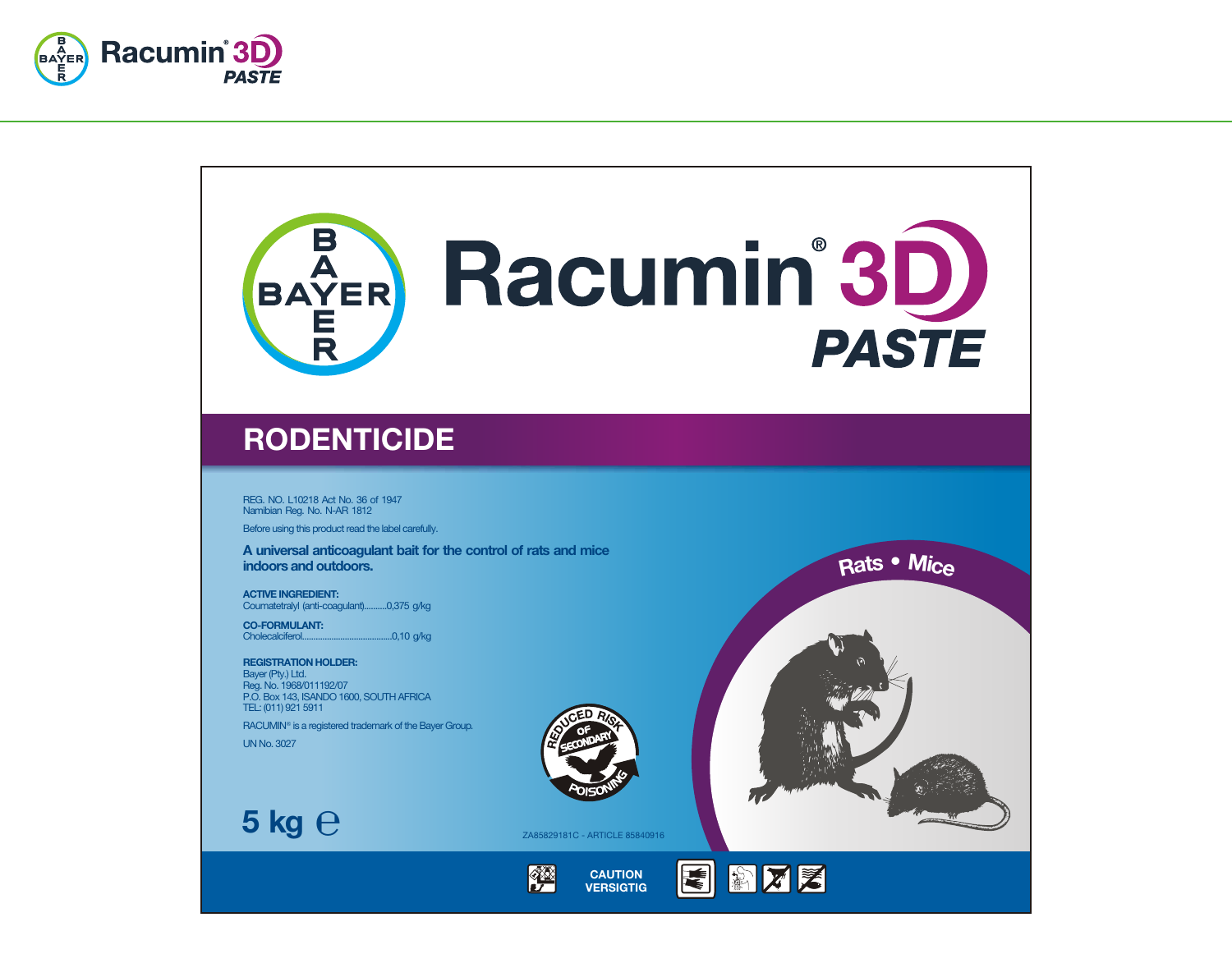# Racumin® 3D PASTE

## RODENTICIDE

REG. NO. L10218 Act No. 36 of 1947
Namibian Reg. No. N-AR 1812

Before using this product read the label carefully.

**A universal anticoagulant bait for the control of rats and mice indoors and outdoors.**

**ACTIVE INGREDIENT:**
Coumatetralyl (anti-coagulant)..........0,375 g/kg

**CO-FORMULANT:**
Cholecalciferol........................................0,10 g/kg

**REGISTRATION HOLDER:**
Bayer (Pty.) Ltd.
Reg. No. 1968/011192/07
P.O. Box 143, ISANDO 1600, SOUTH AFRICA
TEL: (011) 921 5911

RACUMIN® is a registered trademark of the Bayer Group.

UN No. 3027

Rats • Mice

REDUCED RISK OF SECONDARY POISONING

**5 kg ℮**

ZA85829181C - ARTICLE 85840916

CAUTION
VERSIGTIG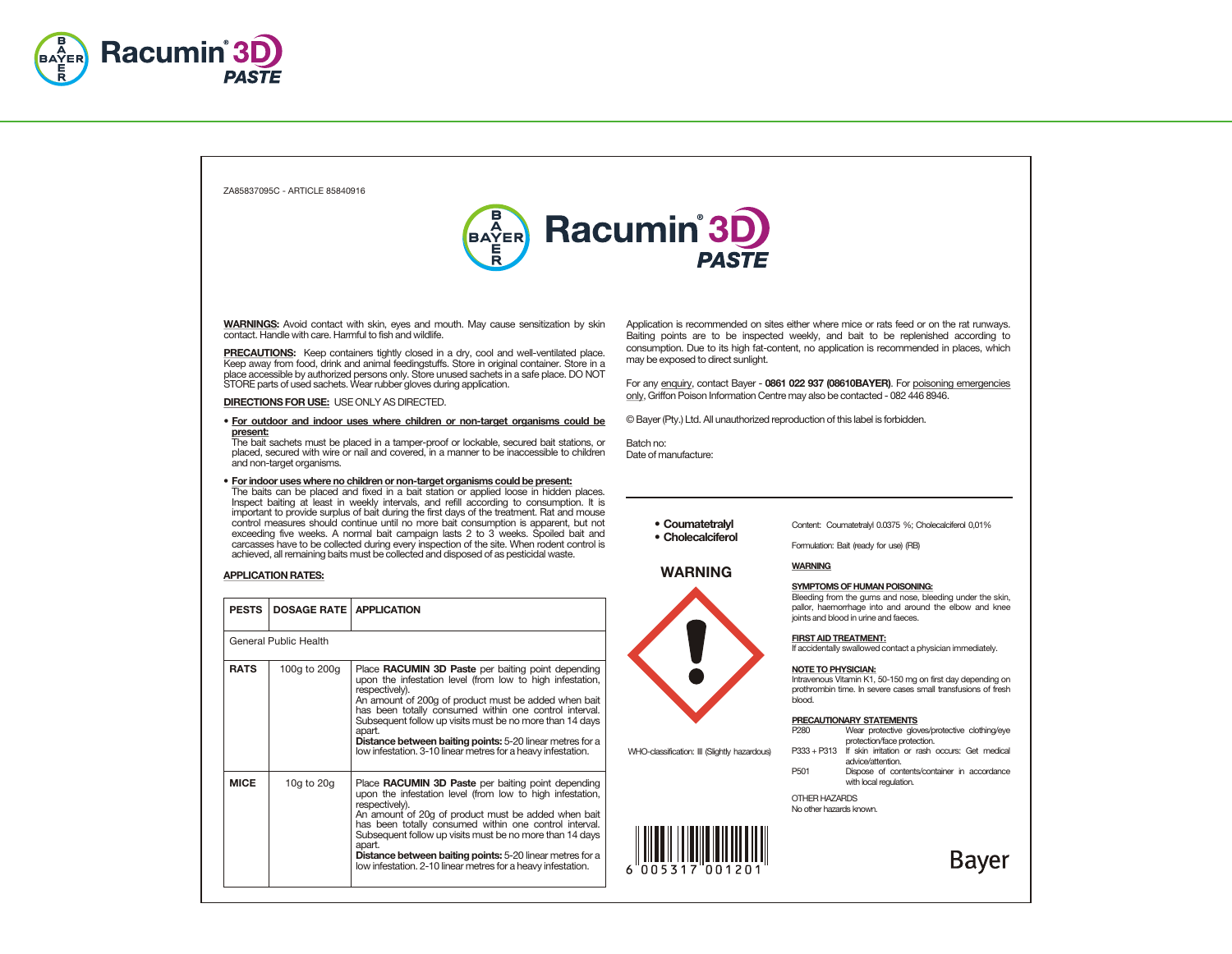Racumin® 3D PASTE

ZA85837095C - ARTICLE 85840916

# Racumin® 3D PASTE

**WARNINGS:** Avoid contact with skin, eyes and mouth. May cause sensitization by skin contact. Handle with care. Harmful to fish and wildlife.

**PRECAUTIONS:** Keep containers tightly closed in a dry, cool and well-ventilated place. Keep away from food, drink and animal feedingstuffs. Store in original container. Store in a place accessible by authorized persons only. Store unused sachets in a safe place. DO NOT STORE parts of used sachets. Wear rubber gloves during application.

**DIRECTIONS FOR USE:** USE ONLY AS DIRECTED.

- **For outdoor and indoor uses where children or non-target organisms could be present:**
  The bait sachets must be placed in a tamper-proof or lockable, secured bait stations, or placed, secured with wire or nail and covered, in a manner to be inaccessible to children and non-target organisms.
- **For indoor uses where no children or non-target organisms could be present:**
  The baits can be placed and fixed in a bait station or applied loose in hidden places. Inspect baiting at least in weekly intervals, and refill according to consumption. It is important to provide surplus of bait during the first days of the treatment. Rat and mouse control measures should continue until no more bait consumption is apparent, but not exceeding five weeks. A normal bait campaign lasts 2 to 3 weeks. Spoiled bait and carcasses have to be collected during every inspection of the site. When rodent control is achieved, all remaining baits must be collected and disposed of as pesticidal waste.

**APPLICATION RATES:**

| PESTS | DOSAGE RATE | APPLICATION |
|---|---|---|
| General Public Health | | |
| **RATS** | 100g to 200g | Place **RACUMIN 3D Paste** per baiting point depending upon the infestation level (from low to high infestation, respectively). An amount of 200g of product must be added when bait has been totally consumed within one control interval. Subsequent follow up visits must be no more than 14 days apart. **Distance between baiting points:** 5-20 linear metres for a low infestation. 3-10 linear metres for a heavy infestation. |
| **MICE** | 10g to 20g | Place **RACUMIN 3D Paste** per baiting point depending upon the infestation level (from low to high infestation, respectively). An amount of 20g of product must be added when bait has been totally consumed within one control interval. Subsequent follow up visits must be no more than 14 days apart. **Distance between baiting points:** 5-20 linear metres for a low infestation. 2-10 linear metres for a heavy infestation. |

Application is recommended on sites either where mice or rats feed or on the rat runways. Baiting points are to be inspected weekly, and bait to be replenished according to consumption. Due to its high fat-content, no application is recommended in places, which may be exposed to direct sunlight.

For any enquiry, contact Bayer - **0861 022 937 (08610BAYER)**. For poisoning emergencies only, Griffon Poison Information Centre may also be contacted - 082 446 8946.

© Bayer (Pty.) Ltd. All unauthorized reproduction of this label is forbidden.

Batch no:
Date of manufacture:

- **Coumatetralyl**
- **Cholecalciferol**

**WARNING**

WHO-classification: III (Slightly hazardous)

Content: Coumatetralyl 0.0375 %; Cholecalciferol 0,01%

Formulation: Bait (ready for use) (RB)

**WARNING**

**SYMPTOMS OF HUMAN POISONING:**
Bleeding from the gums and nose, bleeding under the skin, pallor, haemorrhage into and around the elbow and knee joints and blood in urine and faeces.

**FIRST AID TREATMENT:**
If accidentally swallowed contact a physician immediately.

**NOTE TO PHYSICIAN:**
Intravenous Vitamin K1, 50-150 mg on first day depending on prothrombin time. In severe cases small transfusions of fresh blood.

**PRECAUTIONARY STATEMENTS**

| | |
|---|---|
| P280 | Wear protective gloves/protective clothing/eye protection/face protection. |
| P333 + P313 | If skin irritation or rash occurs: Get medical advice/attention. |
| P501 | Dispose of contents/container in accordance with local regulation. |

OTHER HAZARDS
No other hazards known.

6 005317 001201

Bayer